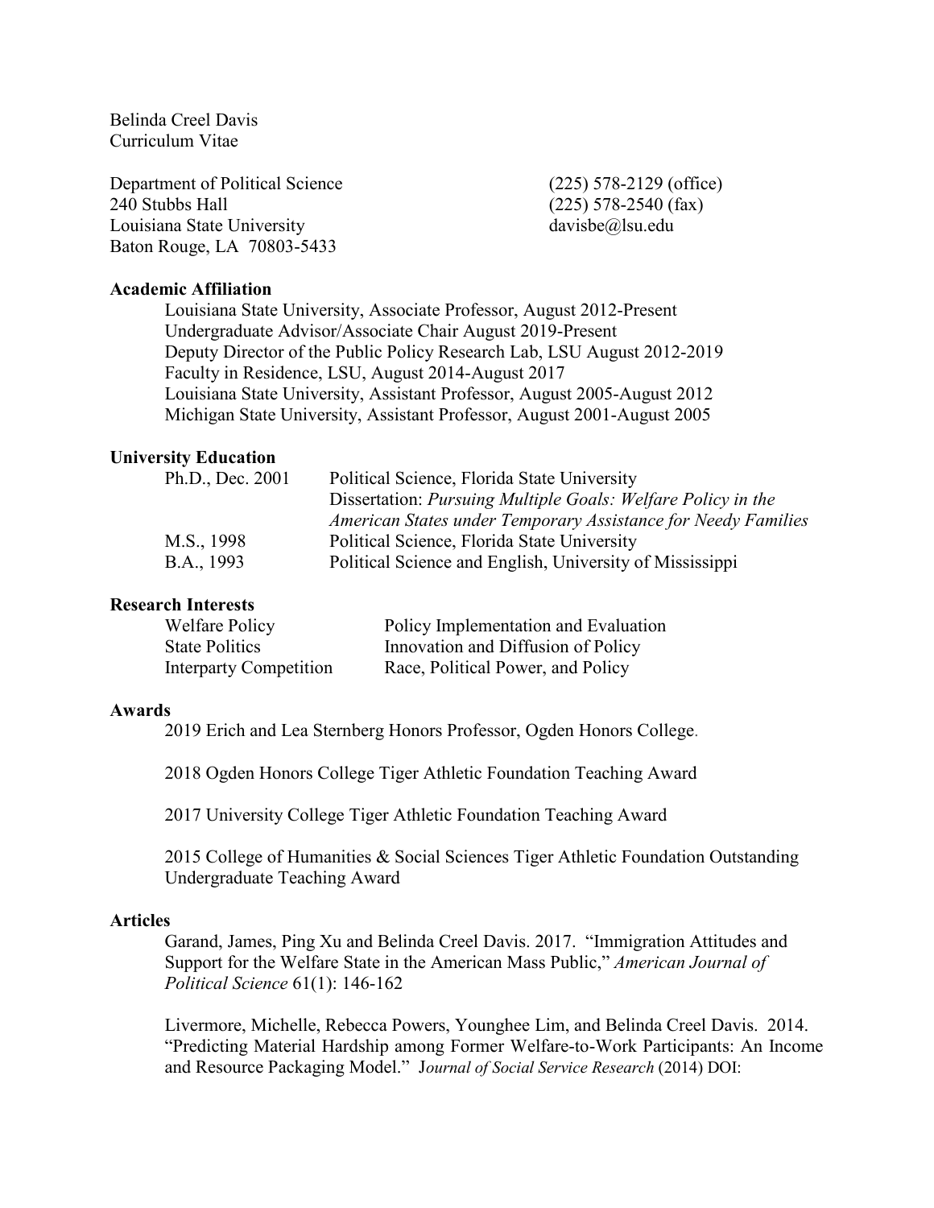Belinda Creel Davis
Curriculum Vitae

Department of Political Science
240 Stubbs Hall
Louisiana State University
Baton Rouge, LA 70803-5433

(225) 578-2129 (office)
(225) 578-2540 (fax)
davisbe@lsu.edu

## Academic Affiliation

Louisiana State University, Associate Professor, August 2012-Present
Undergraduate Advisor/Associate Chair August 2019-Present
Deputy Director of the Public Policy Research Lab, LSU August 2012-2019
Faculty in Residence, LSU, August 2014-August 2017
Louisiana State University, Assistant Professor, August 2005-August 2012
Michigan State University, Assistant Professor, August 2001-August 2005

## University Education

| | |
|---|---|
| Ph.D., Dec. 2001 | Political Science, Florida State University<br>Dissertation: *Pursuing Multiple Goals: Welfare Policy in the American States under Temporary Assistance for Needy Families* |
| M.S., 1998 | Political Science, Florida State University |
| B.A., 1993 | Political Science and English, University of Mississippi |

## Research Interests

| | |
|---|---|
| Welfare Policy | Policy Implementation and Evaluation |
| State Politics | Innovation and Diffusion of Policy |
| Interparty Competition | Race, Political Power, and Policy |

## Awards

2019 Erich and Lea Sternberg Honors Professor, Ogden Honors College.

2018 Ogden Honors College Tiger Athletic Foundation Teaching Award

2017 University College Tiger Athletic Foundation Teaching Award

2015 College of Humanities & Social Sciences Tiger Athletic Foundation Outstanding Undergraduate Teaching Award

## Articles

Garand, James, Ping Xu and Belinda Creel Davis. 2017. "Immigration Attitudes and Support for the Welfare State in the American Mass Public," *American Journal of Political Science* 61(1): 146-162

Livermore, Michelle, Rebecca Powers, Younghee Lim, and Belinda Creel Davis. 2014. "Predicting Material Hardship among Former Welfare-to-Work Participants: An Income and Resource Packaging Model." *Journal of Social Service Research* (2014) DOI: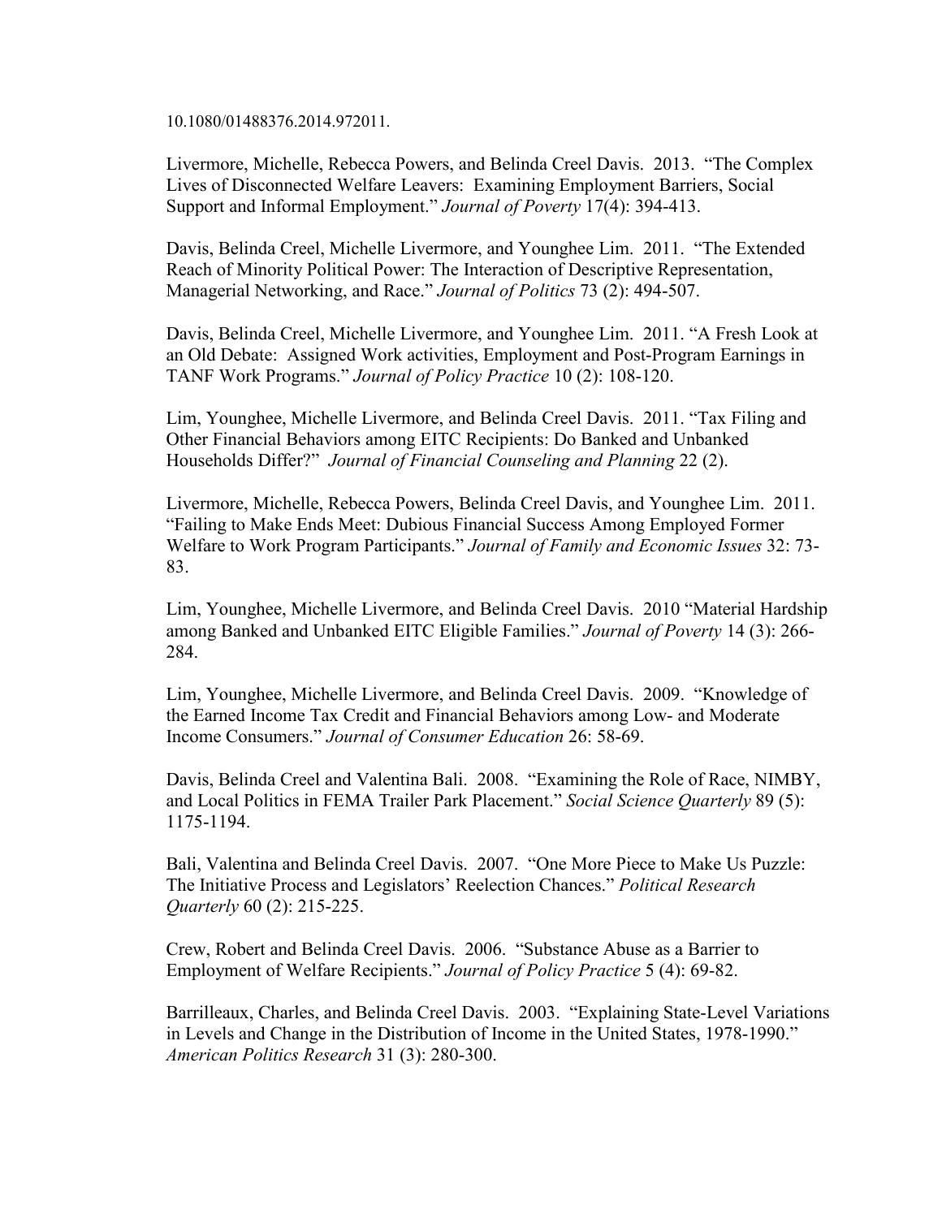10.1080/01488376.2014.972011.

Livermore, Michelle, Rebecca Powers, and Belinda Creel Davis. 2013. "The Complex Lives of Disconnected Welfare Leavers: Examining Employment Barriers, Social Support and Informal Employment." *Journal of Poverty* 17(4): 394-413.

Davis, Belinda Creel, Michelle Livermore, and Younghee Lim. 2011. "The Extended Reach of Minority Political Power: The Interaction of Descriptive Representation, Managerial Networking, and Race." *Journal of Politics* 73 (2): 494-507.

Davis, Belinda Creel, Michelle Livermore, and Younghee Lim. 2011. "A Fresh Look at an Old Debate: Assigned Work activities, Employment and Post-Program Earnings in TANF Work Programs." *Journal of Policy Practice* 10 (2): 108-120.

Lim, Younghee, Michelle Livermore, and Belinda Creel Davis. 2011. "Tax Filing and Other Financial Behaviors among EITC Recipients: Do Banked and Unbanked Households Differ?" *Journal of Financial Counseling and Planning* 22 (2).

Livermore, Michelle, Rebecca Powers, Belinda Creel Davis, and Younghee Lim. 2011. "Failing to Make Ends Meet: Dubious Financial Success Among Employed Former Welfare to Work Program Participants." *Journal of Family and Economic Issues* 32: 73-83.

Lim, Younghee, Michelle Livermore, and Belinda Creel Davis. 2010 "Material Hardship among Banked and Unbanked EITC Eligible Families." *Journal of Poverty* 14 (3): 266-284.

Lim, Younghee, Michelle Livermore, and Belinda Creel Davis. 2009. "Knowledge of the Earned Income Tax Credit and Financial Behaviors among Low- and Moderate Income Consumers." *Journal of Consumer Education* 26: 58-69.

Davis, Belinda Creel and Valentina Bali. 2008. "Examining the Role of Race, NIMBY, and Local Politics in FEMA Trailer Park Placement." *Social Science Quarterly* 89 (5): 1175-1194.

Bali, Valentina and Belinda Creel Davis. 2007. "One More Piece to Make Us Puzzle: The Initiative Process and Legislators' Reelection Chances." *Political Research Quarterly* 60 (2): 215-225.

Crew, Robert and Belinda Creel Davis. 2006. "Substance Abuse as a Barrier to Employment of Welfare Recipients." *Journal of Policy Practice* 5 (4): 69-82.

Barrilleaux, Charles, and Belinda Creel Davis. 2003. "Explaining State-Level Variations in Levels and Change in the Distribution of Income in the United States, 1978-1990." *American Politics Research* 31 (3): 280-300.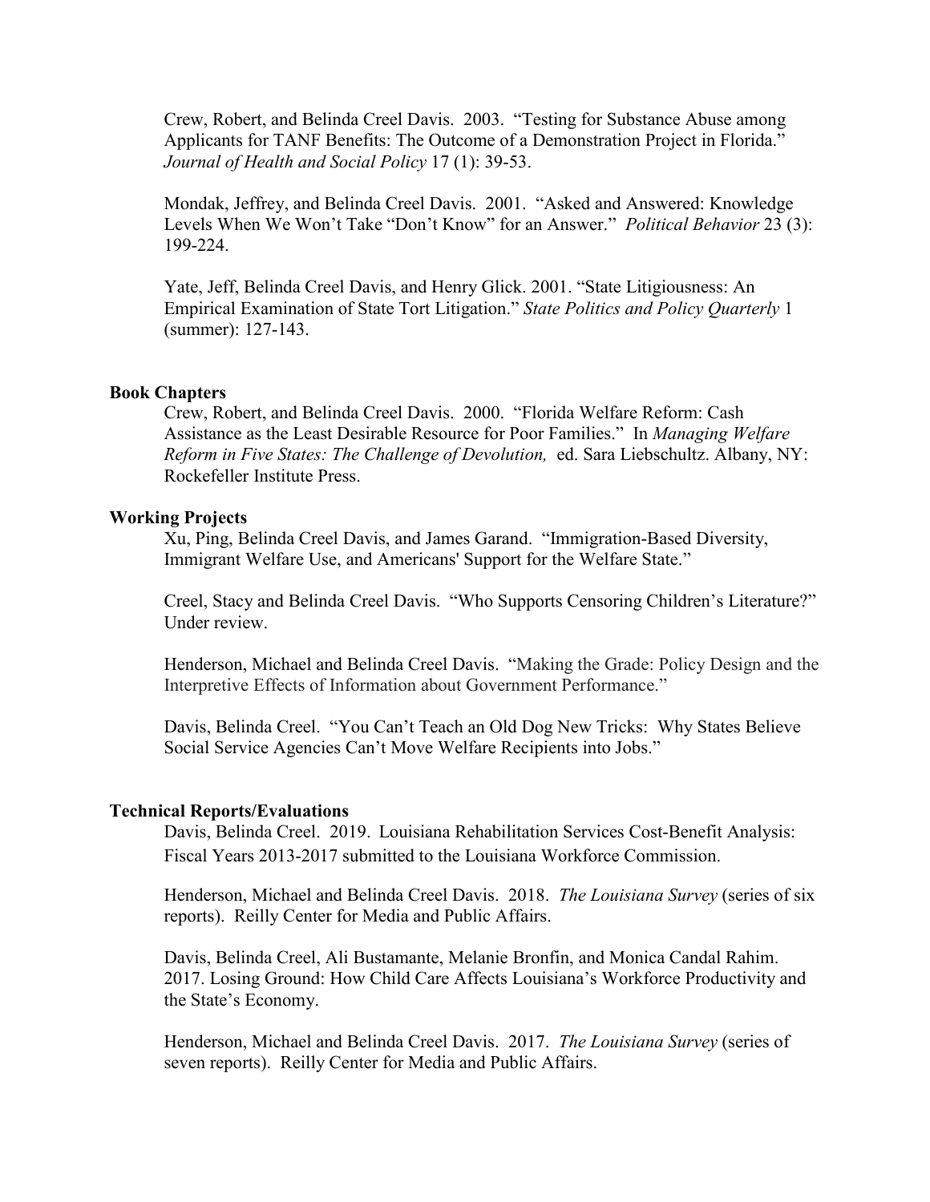Crew, Robert, and Belinda Creel Davis. 2003. "Testing for Substance Abuse among Applicants for TANF Benefits: The Outcome of a Demonstration Project in Florida." *Journal of Health and Social Policy* 17 (1): 39-53.

Mondak, Jeffrey, and Belinda Creel Davis. 2001. "Asked and Answered: Knowledge Levels When We Won't Take "Don't Know" for an Answer." *Political Behavior* 23 (3): 199-224.

Yate, Jeff, Belinda Creel Davis, and Henry Glick. 2001. "State Litigiousness: An Empirical Examination of State Tort Litigation." *State Politics and Policy Quarterly* 1 (summer): 127-143.

**Book Chapters**

Crew, Robert, and Belinda Creel Davis. 2000. "Florida Welfare Reform: Cash Assistance as the Least Desirable Resource for Poor Families." In *Managing Welfare Reform in Five States: The Challenge of Devolution,* ed. Sara Liebschultz. Albany, NY: Rockefeller Institute Press.

**Working Projects**

Xu, Ping, Belinda Creel Davis, and James Garand. "Immigration-Based Diversity, Immigrant Welfare Use, and Americans' Support for the Welfare State."

Creel, Stacy and Belinda Creel Davis. "Who Supports Censoring Children's Literature?" Under review.

Henderson, Michael and Belinda Creel Davis. "Making the Grade: Policy Design and the Interpretive Effects of Information about Government Performance."

Davis, Belinda Creel. "You Can't Teach an Old Dog New Tricks: Why States Believe Social Service Agencies Can't Move Welfare Recipients into Jobs."

**Technical Reports/Evaluations**

Davis, Belinda Creel. 2019. Louisiana Rehabilitation Services Cost-Benefit Analysis: Fiscal Years 2013-2017 submitted to the Louisiana Workforce Commission.

Henderson, Michael and Belinda Creel Davis. 2018. *The Louisiana Survey* (series of six reports). Reilly Center for Media and Public Affairs.

Davis, Belinda Creel, Ali Bustamante, Melanie Bronfin, and Monica Candal Rahim. 2017. Losing Ground: How Child Care Affects Louisiana's Workforce Productivity and the State's Economy.

Henderson, Michael and Belinda Creel Davis. 2017. *The Louisiana Survey* (series of seven reports). Reilly Center for Media and Public Affairs.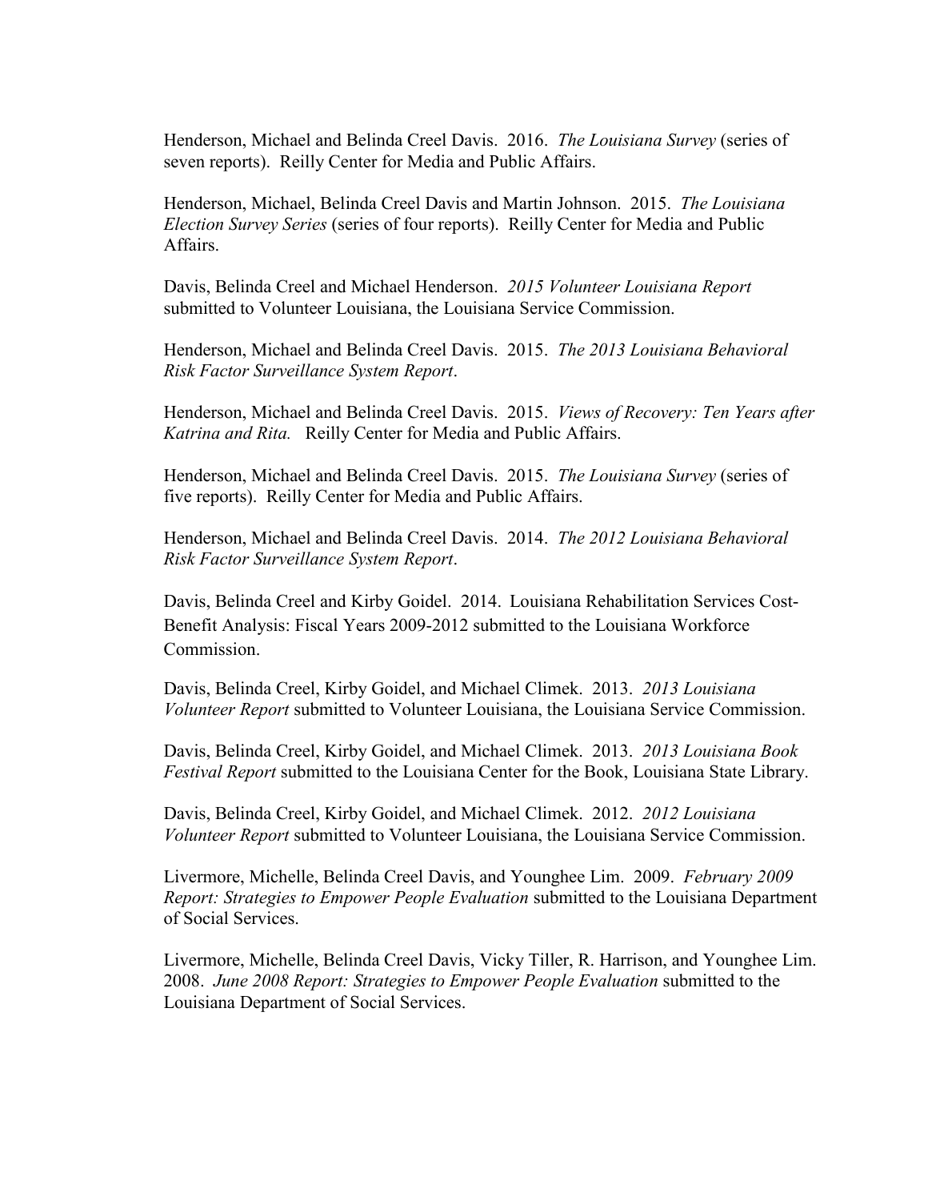Henderson, Michael and Belinda Creel Davis. 2016. *The Louisiana Survey* (series of seven reports). Reilly Center for Media and Public Affairs.

Henderson, Michael, Belinda Creel Davis and Martin Johnson. 2015. *The Louisiana Election Survey Series* (series of four reports). Reilly Center for Media and Public Affairs.

Davis, Belinda Creel and Michael Henderson. *2015 Volunteer Louisiana Report* submitted to Volunteer Louisiana, the Louisiana Service Commission.

Henderson, Michael and Belinda Creel Davis. 2015. *The 2013 Louisiana Behavioral Risk Factor Surveillance System Report*.

Henderson, Michael and Belinda Creel Davis. 2015. *Views of Recovery: Ten Years after Katrina and Rita.* Reilly Center for Media and Public Affairs.

Henderson, Michael and Belinda Creel Davis. 2015. *The Louisiana Survey* (series of five reports). Reilly Center for Media and Public Affairs.

Henderson, Michael and Belinda Creel Davis. 2014. *The 2012 Louisiana Behavioral Risk Factor Surveillance System Report*.

Davis, Belinda Creel and Kirby Goidel. 2014. Louisiana Rehabilitation Services Cost-Benefit Analysis: Fiscal Years 2009-2012 submitted to the Louisiana Workforce Commission.

Davis, Belinda Creel, Kirby Goidel, and Michael Climek. 2013. *2013 Louisiana Volunteer Report* submitted to Volunteer Louisiana, the Louisiana Service Commission.

Davis, Belinda Creel, Kirby Goidel, and Michael Climek. 2013. *2013 Louisiana Book Festival Report* submitted to the Louisiana Center for the Book, Louisiana State Library.

Davis, Belinda Creel, Kirby Goidel, and Michael Climek. 2012. *2012 Louisiana Volunteer Report* submitted to Volunteer Louisiana, the Louisiana Service Commission.

Livermore, Michelle, Belinda Creel Davis, and Younghee Lim. 2009. *February 2009 Report: Strategies to Empower People Evaluation* submitted to the Louisiana Department of Social Services.

Livermore, Michelle, Belinda Creel Davis, Vicky Tiller, R. Harrison, and Younghee Lim. 2008. *June 2008 Report: Strategies to Empower People Evaluation* submitted to the Louisiana Department of Social Services.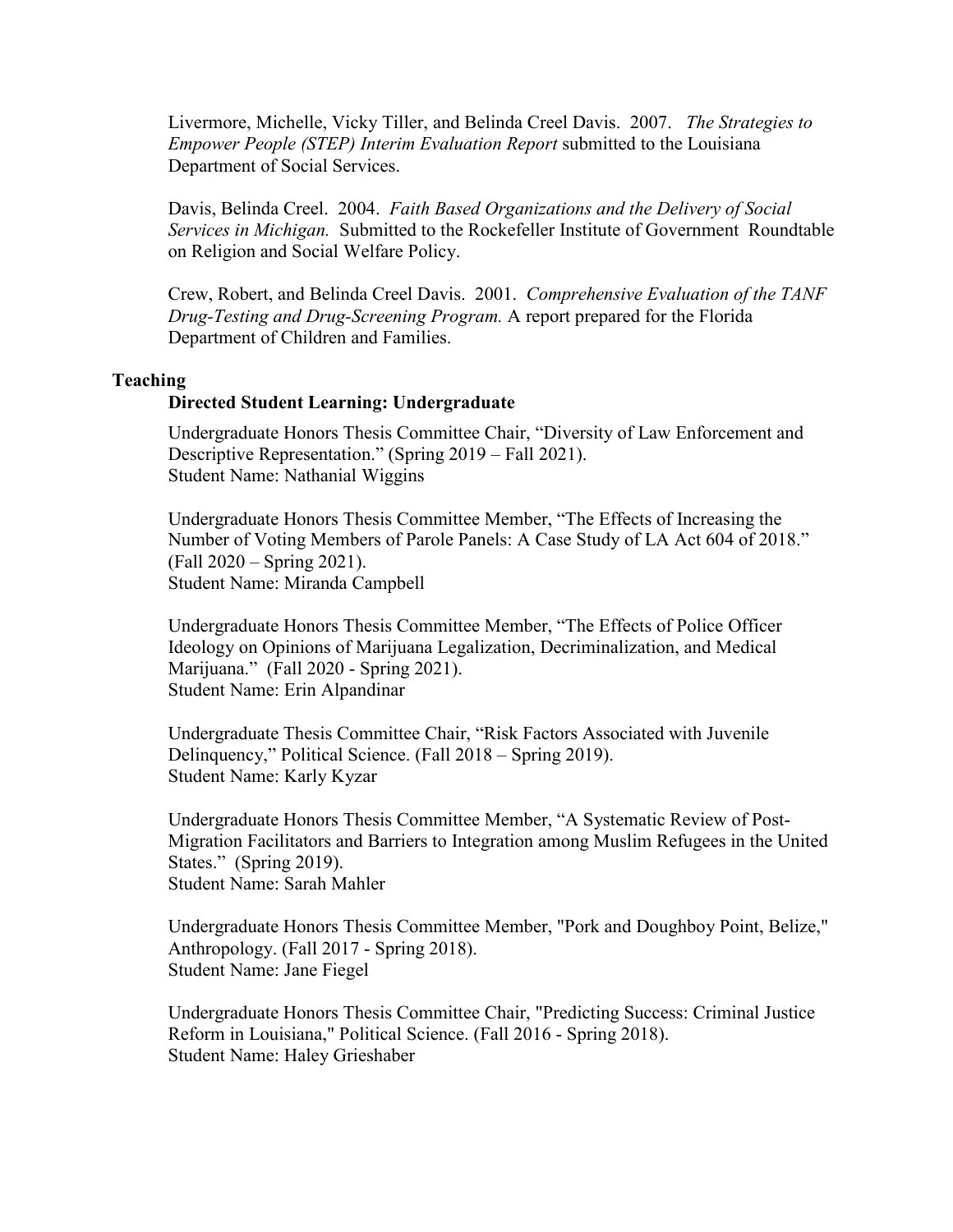Livermore, Michelle, Vicky Tiller, and Belinda Creel Davis. 2007. *The Strategies to Empower People (STEP) Interim Evaluation Report* submitted to the Louisiana Department of Social Services.

Davis, Belinda Creel. 2004. *Faith Based Organizations and the Delivery of Social Services in Michigan.* Submitted to the Rockefeller Institute of Government Roundtable on Religion and Social Welfare Policy.

Crew, Robert, and Belinda Creel Davis. 2001. *Comprehensive Evaluation of the TANF Drug-Testing and Drug-Screening Program.* A report prepared for the Florida Department of Children and Families.

## Teaching

### Directed Student Learning: Undergraduate

Undergraduate Honors Thesis Committee Chair, "Diversity of Law Enforcement and Descriptive Representation." (Spring 2019 – Fall 2021).
Student Name: Nathanial Wiggins

Undergraduate Honors Thesis Committee Member, "The Effects of Increasing the Number of Voting Members of Parole Panels: A Case Study of LA Act 604 of 2018." (Fall 2020 – Spring 2021).
Student Name: Miranda Campbell

Undergraduate Honors Thesis Committee Member, "The Effects of Police Officer Ideology on Opinions of Marijuana Legalization, Decriminalization, and Medical Marijuana." (Fall 2020 - Spring 2021).
Student Name: Erin Alpandinar

Undergraduate Thesis Committee Chair, "Risk Factors Associated with Juvenile Delinquency," Political Science. (Fall 2018 – Spring 2019).
Student Name: Karly Kyzar

Undergraduate Honors Thesis Committee Member, "A Systematic Review of Post-Migration Facilitators and Barriers to Integration among Muslim Refugees in the United States." (Spring 2019).
Student Name: Sarah Mahler

Undergraduate Honors Thesis Committee Member, "Pork and Doughboy Point, Belize," Anthropology. (Fall 2017 - Spring 2018).
Student Name: Jane Fiegel

Undergraduate Honors Thesis Committee Chair, "Predicting Success: Criminal Justice Reform in Louisiana," Political Science. (Fall 2016 - Spring 2018).
Student Name: Haley Grieshaber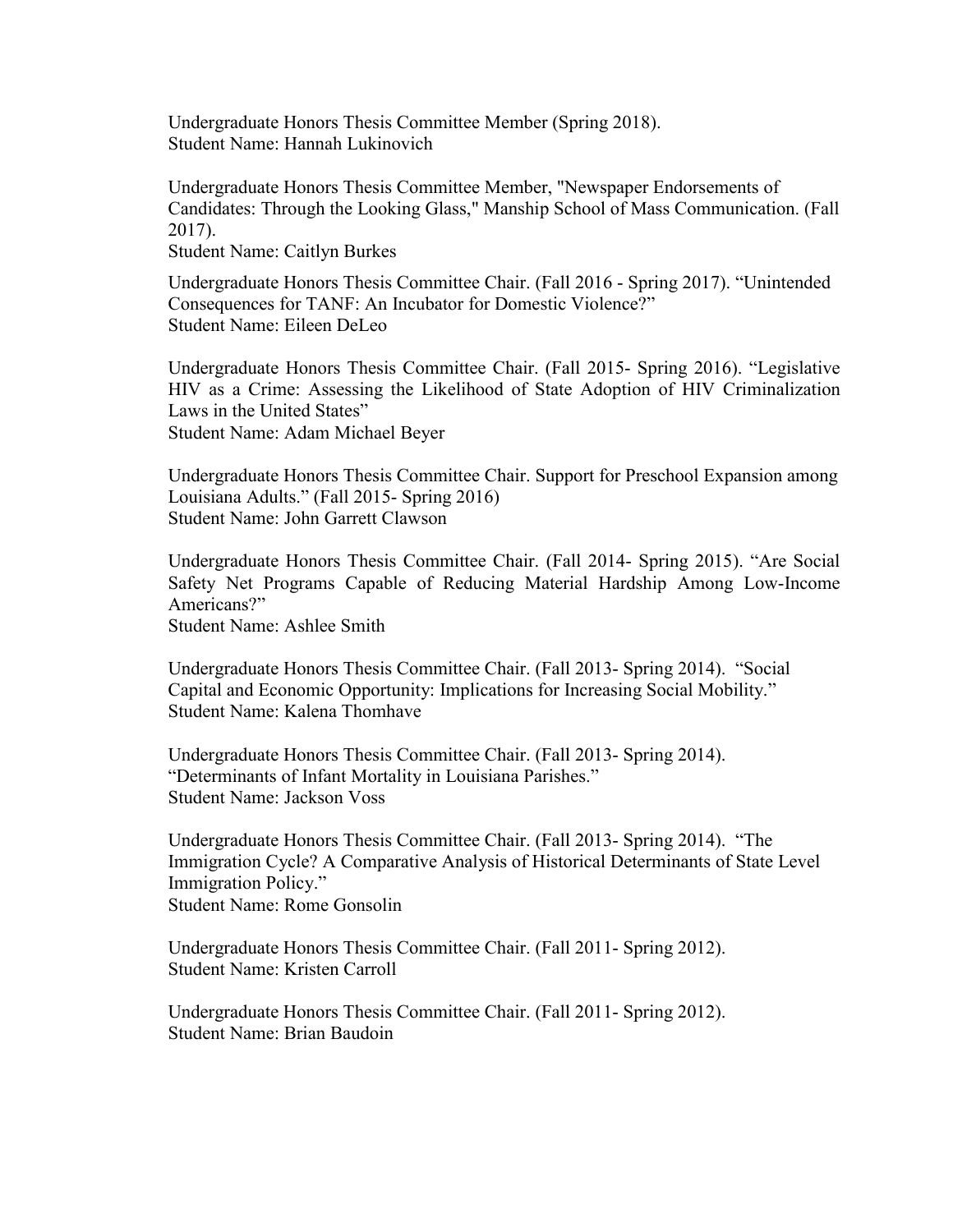Undergraduate Honors Thesis Committee Member (Spring 2018).
Student Name: Hannah Lukinovich

Undergraduate Honors Thesis Committee Member, "Newspaper Endorsements of Candidates: Through the Looking Glass," Manship School of Mass Communication. (Fall 2017).
Student Name: Caitlyn Burkes

Undergraduate Honors Thesis Committee Chair. (Fall 2016 - Spring 2017). "Unintended Consequences for TANF: An Incubator for Domestic Violence?"
Student Name: Eileen DeLeo

Undergraduate Honors Thesis Committee Chair. (Fall 2015- Spring 2016). "Legislative HIV as a Crime: Assessing the Likelihood of State Adoption of HIV Criminalization Laws in the United States"
Student Name: Adam Michael Beyer

Undergraduate Honors Thesis Committee Chair. Support for Preschool Expansion among Louisiana Adults." (Fall 2015- Spring 2016)
Student Name: John Garrett Clawson

Undergraduate Honors Thesis Committee Chair. (Fall 2014- Spring 2015). "Are Social Safety Net Programs Capable of Reducing Material Hardship Among Low-Income Americans?"
Student Name: Ashlee Smith

Undergraduate Honors Thesis Committee Chair. (Fall 2013- Spring 2014). "Social Capital and Economic Opportunity: Implications for Increasing Social Mobility."
Student Name: Kalena Thomhave

Undergraduate Honors Thesis Committee Chair. (Fall 2013- Spring 2014). "Determinants of Infant Mortality in Louisiana Parishes."
Student Name: Jackson Voss

Undergraduate Honors Thesis Committee Chair. (Fall 2013- Spring 2014). "The Immigration Cycle? A Comparative Analysis of Historical Determinants of State Level Immigration Policy."
Student Name: Rome Gonsolin

Undergraduate Honors Thesis Committee Chair. (Fall 2011- Spring 2012).
Student Name: Kristen Carroll

Undergraduate Honors Thesis Committee Chair. (Fall 2011- Spring 2012).
Student Name: Brian Baudoin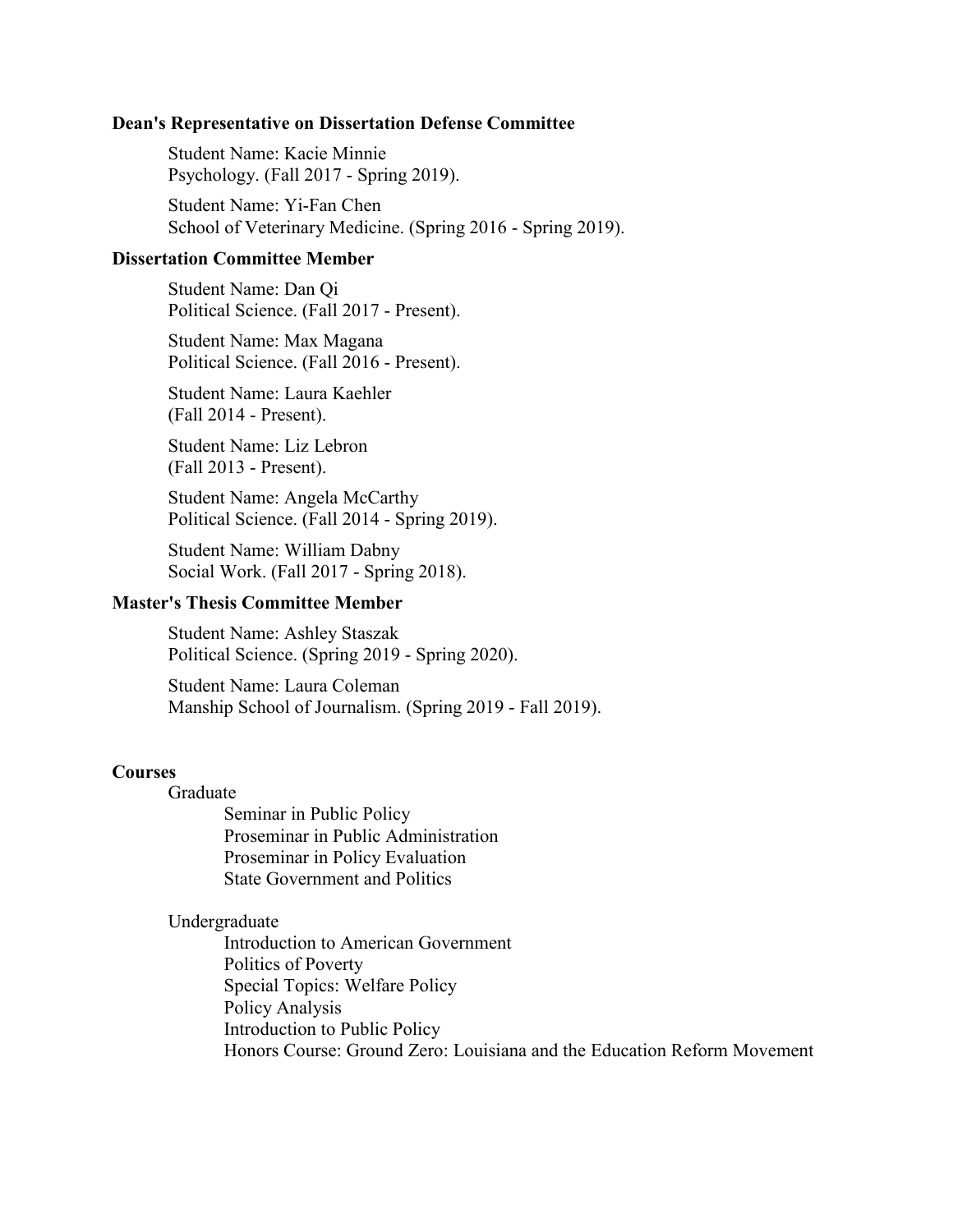**Dean's Representative on Dissertation Defense Committee**

Student Name: Kacie Minnie
Psychology. (Fall 2017 - Spring 2019).

Student Name: Yi-Fan Chen
School of Veterinary Medicine. (Spring 2016 - Spring 2019).

**Dissertation Committee Member**

Student Name: Dan Qi
Political Science. (Fall 2017 - Present).

Student Name: Max Magana
Political Science. (Fall 2016 - Present).

Student Name: Laura Kaehler
(Fall 2014 - Present).

Student Name: Liz Lebron
(Fall 2013 - Present).

Student Name: Angela McCarthy
Political Science. (Fall 2014 - Spring 2019).

Student Name: William Dabny
Social Work. (Fall 2017 - Spring 2018).

**Master's Thesis Committee Member**

Student Name: Ashley Staszak
Political Science. (Spring 2019 - Spring 2020).

Student Name: Laura Coleman
Manship School of Journalism. (Spring 2019 - Fall 2019).

**Courses**

Graduate

- Seminar in Public Policy
- Proseminar in Public Administration
- Proseminar in Policy Evaluation
- State Government and Politics

Undergraduate

- Introduction to American Government
- Politics of Poverty
- Special Topics: Welfare Policy
- Policy Analysis
- Introduction to Public Policy
- Honors Course: Ground Zero: Louisiana and the Education Reform Movement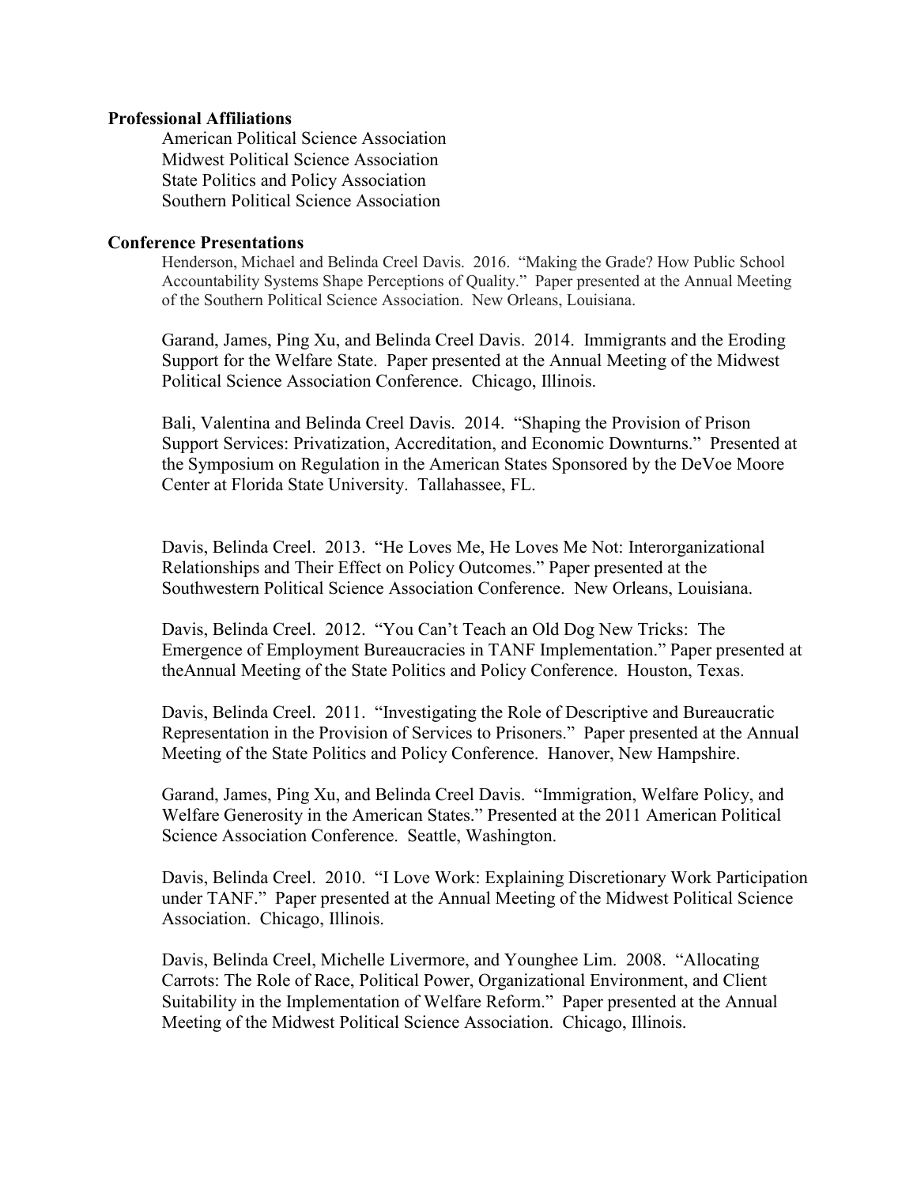**Professional Affiliations**

American Political Science Association
Midwest Political Science Association
State Politics and Policy Association
Southern Political Science Association

**Conference Presentations**

Henderson, Michael and Belinda Creel Davis. 2016. "Making the Grade? How Public School Accountability Systems Shape Perceptions of Quality." Paper presented at the Annual Meeting of the Southern Political Science Association. New Orleans, Louisiana.

Garand, James, Ping Xu, and Belinda Creel Davis. 2014. Immigrants and the Eroding Support for the Welfare State. Paper presented at the Annual Meeting of the Midwest Political Science Association Conference. Chicago, Illinois.

Bali, Valentina and Belinda Creel Davis. 2014. "Shaping the Provision of Prison Support Services: Privatization, Accreditation, and Economic Downturns." Presented at the Symposium on Regulation in the American States Sponsored by the DeVoe Moore Center at Florida State University. Tallahassee, FL.

Davis, Belinda Creel. 2013. "He Loves Me, He Loves Me Not: Interorganizational Relationships and Their Effect on Policy Outcomes." Paper presented at the Southwestern Political Science Association Conference. New Orleans, Louisiana.

Davis, Belinda Creel. 2012. "You Can't Teach an Old Dog New Tricks: The Emergence of Employment Bureaucracies in TANF Implementation." Paper presented at theAnnual Meeting of the State Politics and Policy Conference. Houston, Texas.

Davis, Belinda Creel. 2011. "Investigating the Role of Descriptive and Bureaucratic Representation in the Provision of Services to Prisoners." Paper presented at the Annual Meeting of the State Politics and Policy Conference. Hanover, New Hampshire.

Garand, James, Ping Xu, and Belinda Creel Davis. "Immigration, Welfare Policy, and Welfare Generosity in the American States." Presented at the 2011 American Political Science Association Conference. Seattle, Washington.

Davis, Belinda Creel. 2010. "I Love Work: Explaining Discretionary Work Participation under TANF." Paper presented at the Annual Meeting of the Midwest Political Science Association. Chicago, Illinois.

Davis, Belinda Creel, Michelle Livermore, and Younghee Lim. 2008. "Allocating Carrots: The Role of Race, Political Power, Organizational Environment, and Client Suitability in the Implementation of Welfare Reform." Paper presented at the Annual Meeting of the Midwest Political Science Association. Chicago, Illinois.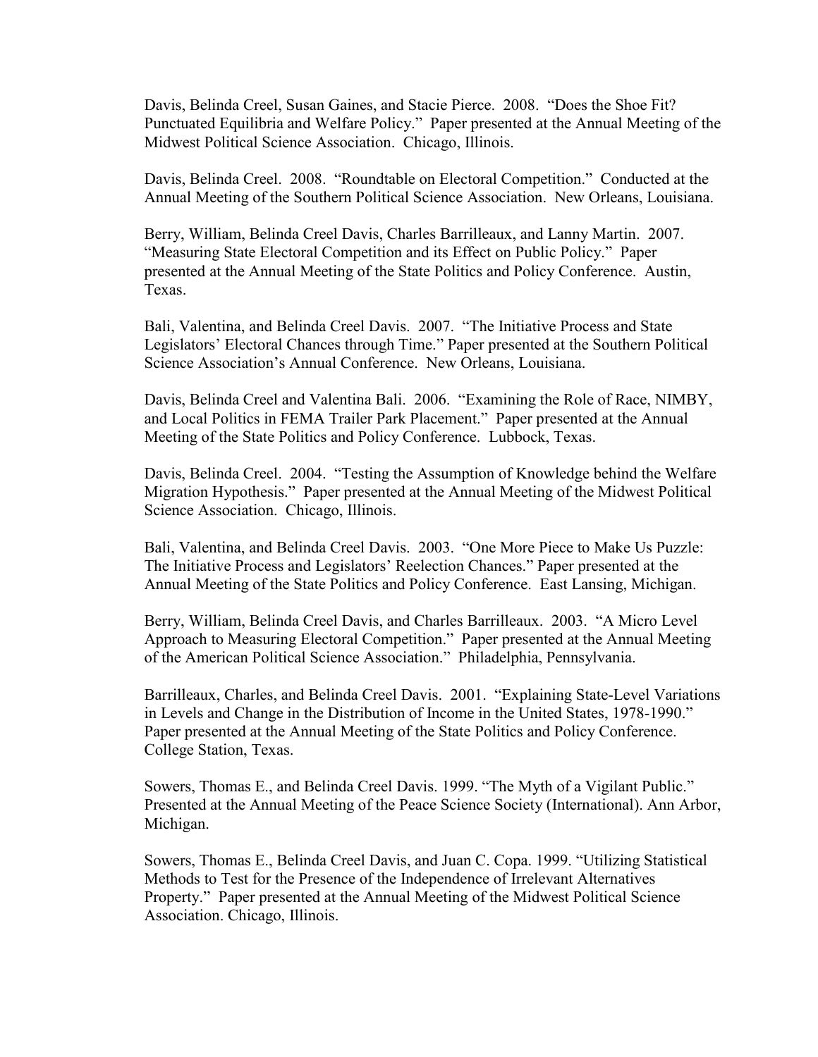Davis, Belinda Creel, Susan Gaines, and Stacie Pierce. 2008. "Does the Shoe Fit? Punctuated Equilibria and Welfare Policy." Paper presented at the Annual Meeting of the Midwest Political Science Association. Chicago, Illinois.

Davis, Belinda Creel. 2008. "Roundtable on Electoral Competition." Conducted at the Annual Meeting of the Southern Political Science Association. New Orleans, Louisiana.

Berry, William, Belinda Creel Davis, Charles Barrilleaux, and Lanny Martin. 2007. "Measuring State Electoral Competition and its Effect on Public Policy." Paper presented at the Annual Meeting of the State Politics and Policy Conference. Austin, Texas.

Bali, Valentina, and Belinda Creel Davis. 2007. "The Initiative Process and State Legislators' Electoral Chances through Time." Paper presented at the Southern Political Science Association's Annual Conference. New Orleans, Louisiana.

Davis, Belinda Creel and Valentina Bali. 2006. "Examining the Role of Race, NIMBY, and Local Politics in FEMA Trailer Park Placement." Paper presented at the Annual Meeting of the State Politics and Policy Conference. Lubbock, Texas.

Davis, Belinda Creel. 2004. "Testing the Assumption of Knowledge behind the Welfare Migration Hypothesis." Paper presented at the Annual Meeting of the Midwest Political Science Association. Chicago, Illinois.

Bali, Valentina, and Belinda Creel Davis. 2003. "One More Piece to Make Us Puzzle: The Initiative Process and Legislators' Reelection Chances." Paper presented at the Annual Meeting of the State Politics and Policy Conference. East Lansing, Michigan.

Berry, William, Belinda Creel Davis, and Charles Barrilleaux. 2003. "A Micro Level Approach to Measuring Electoral Competition." Paper presented at the Annual Meeting of the American Political Science Association." Philadelphia, Pennsylvania.

Barrilleaux, Charles, and Belinda Creel Davis. 2001. "Explaining State-Level Variations in Levels and Change in the Distribution of Income in the United States, 1978-1990." Paper presented at the Annual Meeting of the State Politics and Policy Conference. College Station, Texas.

Sowers, Thomas E., and Belinda Creel Davis. 1999. "The Myth of a Vigilant Public." Presented at the Annual Meeting of the Peace Science Society (International). Ann Arbor, Michigan.

Sowers, Thomas E., Belinda Creel Davis, and Juan C. Copa. 1999. "Utilizing Statistical Methods to Test for the Presence of the Independence of Irrelevant Alternatives Property." Paper presented at the Annual Meeting of the Midwest Political Science Association. Chicago, Illinois.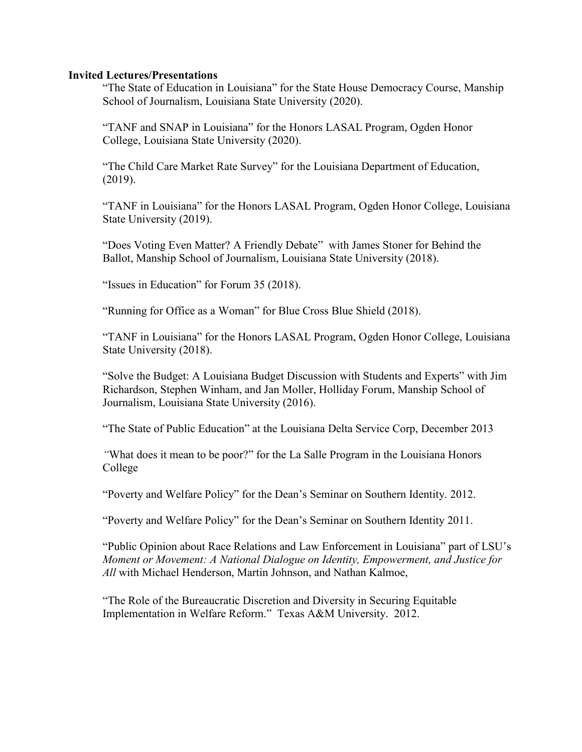**Invited Lectures/Presentations**

"The State of Education in Louisiana" for the State House Democracy Course, Manship School of Journalism, Louisiana State University (2020).

"TANF and SNAP in Louisiana" for the Honors LASAL Program, Ogden Honor College, Louisiana State University (2020).

"The Child Care Market Rate Survey" for the Louisiana Department of Education, (2019).

"TANF in Louisiana" for the Honors LASAL Program, Ogden Honor College, Louisiana State University (2019).

"Does Voting Even Matter? A Friendly Debate" with James Stoner for Behind the Ballot, Manship School of Journalism, Louisiana State University (2018).

"Issues in Education" for Forum 35 (2018).

"Running for Office as a Woman" for Blue Cross Blue Shield (2018).

"TANF in Louisiana" for the Honors LASAL Program, Ogden Honor College, Louisiana State University (2018).

"Solve the Budget: A Louisiana Budget Discussion with Students and Experts" with Jim Richardson, Stephen Winham, and Jan Moller, Holliday Forum, Manship School of Journalism, Louisiana State University (2016).

"The State of Public Education" at the Louisiana Delta Service Corp, December 2013

"What does it mean to be poor?" for the La Salle Program in the Louisiana Honors College

"Poverty and Welfare Policy" for the Dean's Seminar on Southern Identity. 2012.

"Poverty and Welfare Policy" for the Dean's Seminar on Southern Identity 2011.

"Public Opinion about Race Relations and Law Enforcement in Louisiana" part of LSU's *Moment or Movement: A National Dialogue on Identity, Empowerment, and Justice for All* with Michael Henderson, Martin Johnson, and Nathan Kalmoe,

"The Role of the Bureaucratic Discretion and Diversity in Securing Equitable Implementation in Welfare Reform." Texas A&M University. 2012.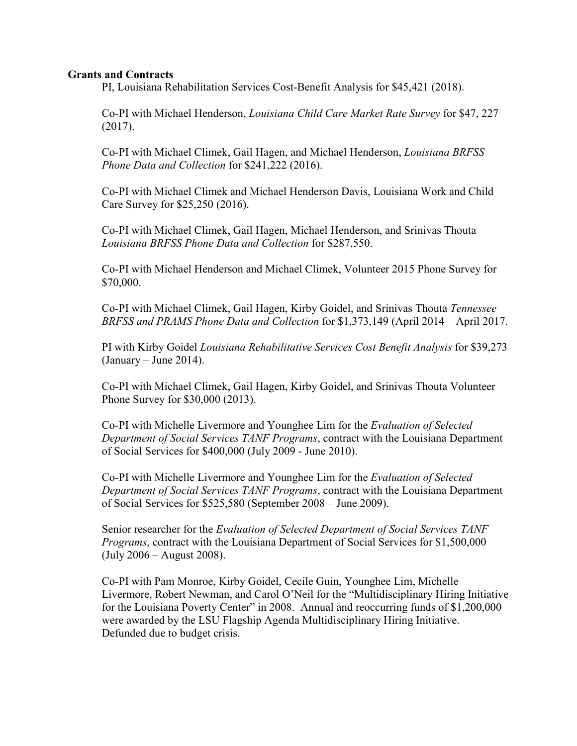**Grants and Contracts**

PI, Louisiana Rehabilitation Services Cost-Benefit Analysis for $45,421 (2018).

Co-PI with Michael Henderson, *Louisiana Child Care Market Rate Survey* for $47, 227 (2017).

Co-PI with Michael Climek, Gail Hagen, and Michael Henderson, *Louisiana BRFSS Phone Data and Collection* for $241,222 (2016).

Co-PI with Michael Climek and Michael Henderson Davis, Louisiana Work and Child Care Survey for $25,250 (2016).

Co-PI with Michael Climek, Gail Hagen, Michael Henderson, and Srinivas Thouta *Louisiana BRFSS Phone Data and Collection* for $287,550.

Co-PI with Michael Henderson and Michael Climek, Volunteer 2015 Phone Survey for $70,000.

Co-PI with Michael Climek, Gail Hagen, Kirby Goidel, and Srinivas Thouta *Tennessee BRFSS and PRAMS Phone Data and Collection* for $1,373,149 (April 2014 – April 2017.

PI with Kirby Goidel *Louisiana Rehabilitative Services Cost Benefit Analysis* for $39,273 (January – June 2014).

Co-PI with Michael Climek, Gail Hagen, Kirby Goidel, and Srinivas Thouta Volunteer Phone Survey for $30,000 (2013).

Co-PI with Michelle Livermore and Younghee Lim for the *Evaluation of Selected Department of Social Services TANF Programs*, contract with the Louisiana Department of Social Services for $400,000 (July 2009 - June 2010).

Co-PI with Michelle Livermore and Younghee Lim for the *Evaluation of Selected Department of Social Services TANF Programs*, contract with the Louisiana Department of Social Services for $525,580 (September 2008 – June 2009).

Senior researcher for the *Evaluation of Selected Department of Social Services TANF Programs*, contract with the Louisiana Department of Social Services for $1,500,000 (July 2006 – August 2008).

Co-PI with Pam Monroe, Kirby Goidel, Cecile Guin, Younghee Lim, Michelle Livermore, Robert Newman, and Carol O'Neil for the "Multidisciplinary Hiring Initiative for the Louisiana Poverty Center" in 2008. Annual and reoccurring funds of $1,200,000 were awarded by the LSU Flagship Agenda Multidisciplinary Hiring Initiative. Defunded due to budget crisis.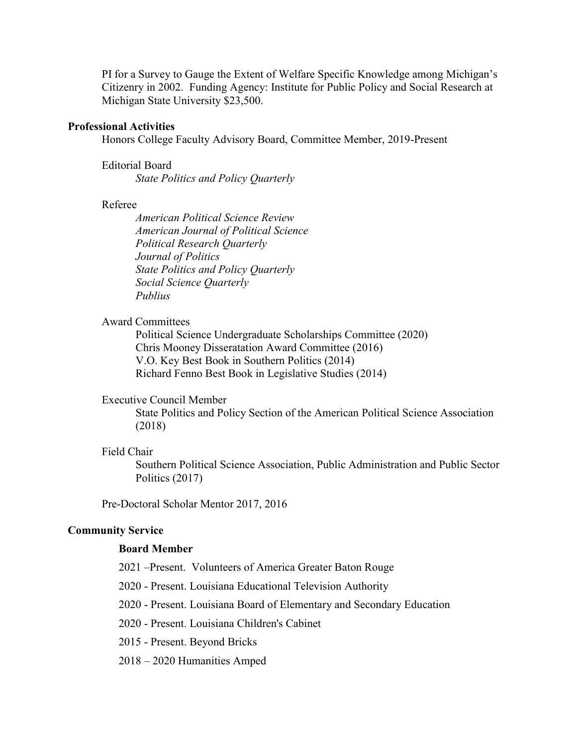PI for a Survey to Gauge the Extent of Welfare Specific Knowledge among Michigan's Citizenry in 2002. Funding Agency: Institute for Public Policy and Social Research at Michigan State University $23,500.

## Professional Activities

Honors College Faculty Advisory Board, Committee Member, 2019-Present

Editorial Board

*State Politics and Policy Quarterly*

Referee

*American Political Science Review*
*American Journal of Political Science*
*Political Research Quarterly*
*Journal of Politics*
*State Politics and Policy Quarterly*
*Social Science Quarterly*
*Publius*

Award Committees

Political Science Undergraduate Scholarships Committee (2020)
Chris Mooney Disseratation Award Committee (2016)
V.O. Key Best Book in Southern Politics (2014)
Richard Fenno Best Book in Legislative Studies (2014)

Executive Council Member

State Politics and Policy Section of the American Political Science Association (2018)

Field Chair

Southern Political Science Association, Public Administration and Public Sector Politics (2017)

Pre-Doctoral Scholar Mentor 2017, 2016

## Community Service

### Board Member

2021 –Present. Volunteers of America Greater Baton Rouge

2020 - Present. Louisiana Educational Television Authority

2020 - Present. Louisiana Board of Elementary and Secondary Education

2020 - Present. Louisiana Children's Cabinet

2015 - Present. Beyond Bricks

2018 – 2020 Humanities Amped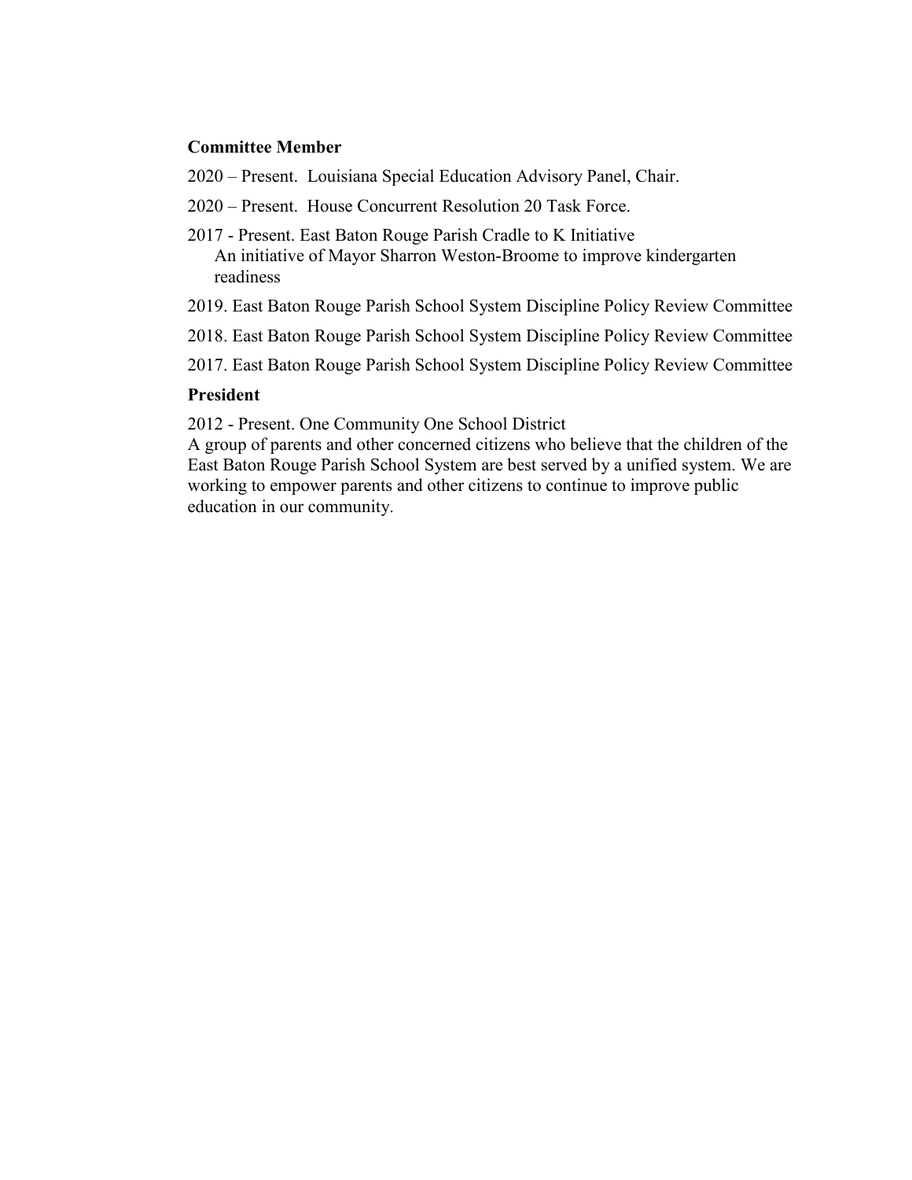**Committee Member**

2020 – Present. Louisiana Special Education Advisory Panel, Chair.

2020 – Present. House Concurrent Resolution 20 Task Force.

2017 - Present. East Baton Rouge Parish Cradle to K Initiative
An initiative of Mayor Sharron Weston-Broome to improve kindergarten readiness

2019. East Baton Rouge Parish School System Discipline Policy Review Committee

2018. East Baton Rouge Parish School System Discipline Policy Review Committee

2017. East Baton Rouge Parish School System Discipline Policy Review Committee

**President**

2012 - Present. One Community One School District
A group of parents and other concerned citizens who believe that the children of the East Baton Rouge Parish School System are best served by a unified system. We are working to empower parents and other citizens to continue to improve public education in our community.